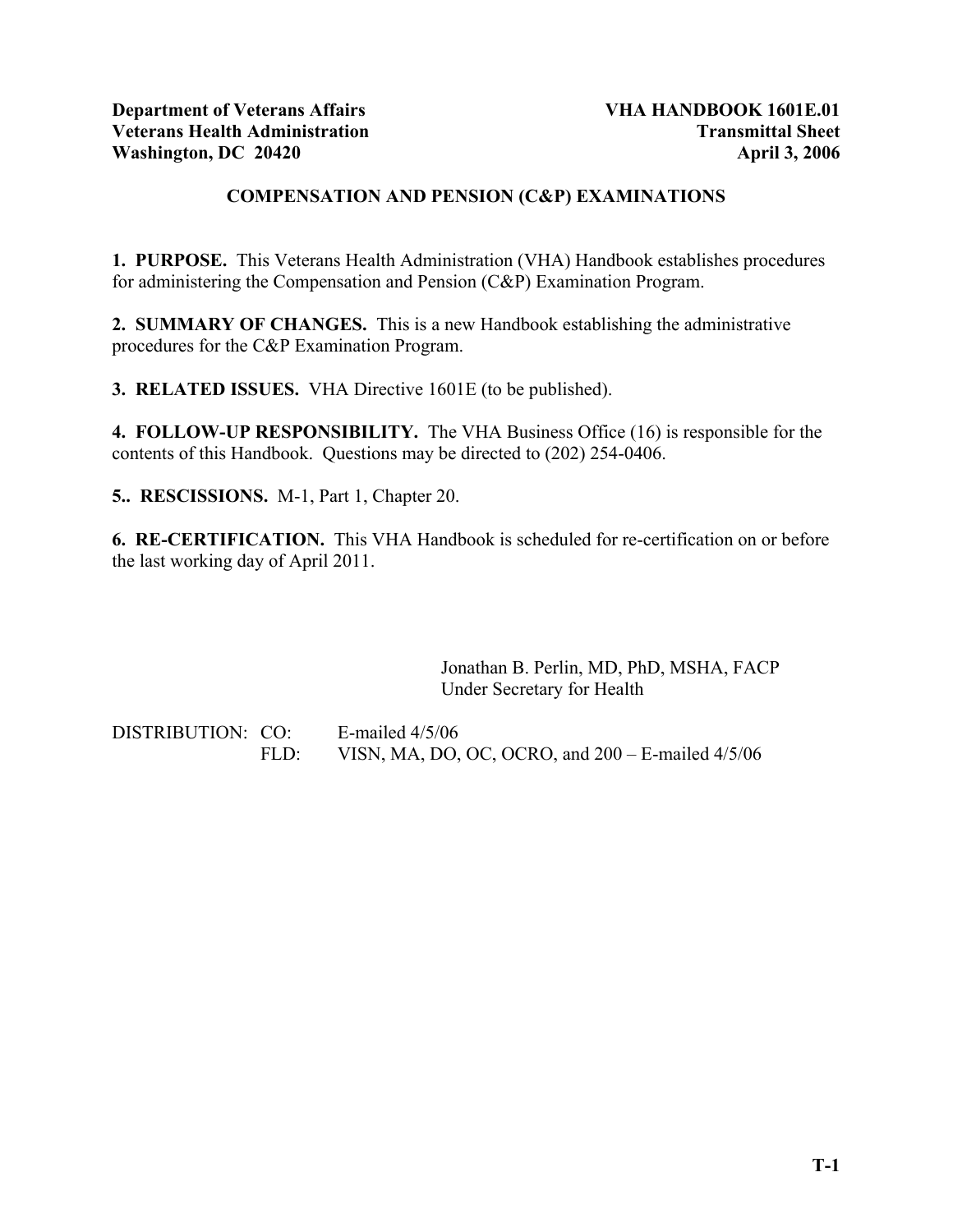**Department of Veterans Affairs**
**Veterans Health Administration**
**Washington, DC 20420**

**VHA HANDBOOK 1601E.01**
**Transmittal Sheet**
**April 3, 2006**

## COMPENSATION AND PENSION (C&P) EXAMINATIONS

**1. PURPOSE.** This Veterans Health Administration (VHA) Handbook establishes procedures for administering the Compensation and Pension (C&P) Examination Program.

**2. SUMMARY OF CHANGES.** This is a new Handbook establishing the administrative procedures for the C&P Examination Program.

**3. RELATED ISSUES.** VHA Directive 1601E (to be published).

**4. FOLLOW-UP RESPONSIBILITY.** The VHA Business Office (16) is responsible for the contents of this Handbook. Questions may be directed to (202) 254-0406.

**5.. RESCISSIONS.** M-1, Part 1, Chapter 20.

**6. RE-CERTIFICATION.** This VHA Handbook is scheduled for re-certification on or before the last working day of April 2011.

Jonathan B. Perlin, MD, PhD, MSHA, FACP
Under Secretary for Health

DISTRIBUTION: CO: E-mailed 4/5/06
FLD: VISN, MA, DO, OC, OCRO, and 200 – E-mailed 4/5/06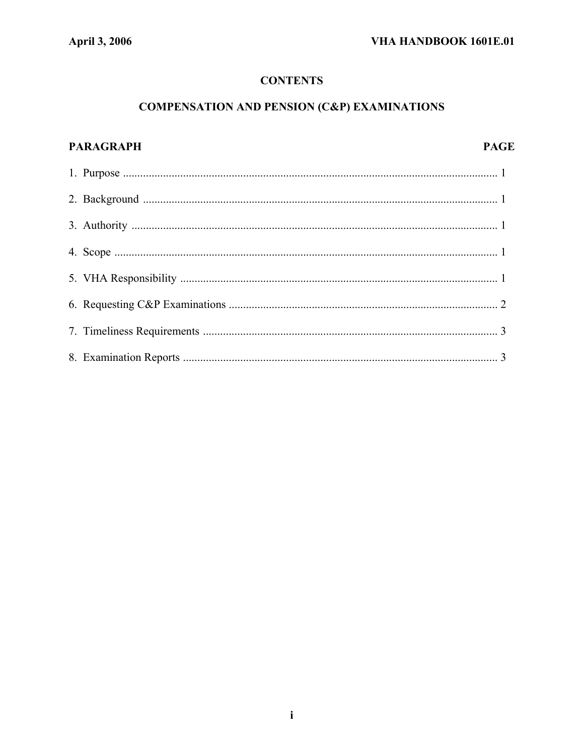# CONTENTS

## COMPENSATION AND PENSION (C&P) EXAMINATIONS

| PARAGRAPH | PAGE |
|---|---|
| 1. Purpose | 1 |
| 2. Background | 1 |
| 3. Authority | 1 |
| 4. Scope | 1 |
| 5. VHA Responsibility | 1 |
| 6. Requesting C&P Examinations | 2 |
| 7. Timeliness Requirements | 3 |
| 8. Examination Reports | 3 |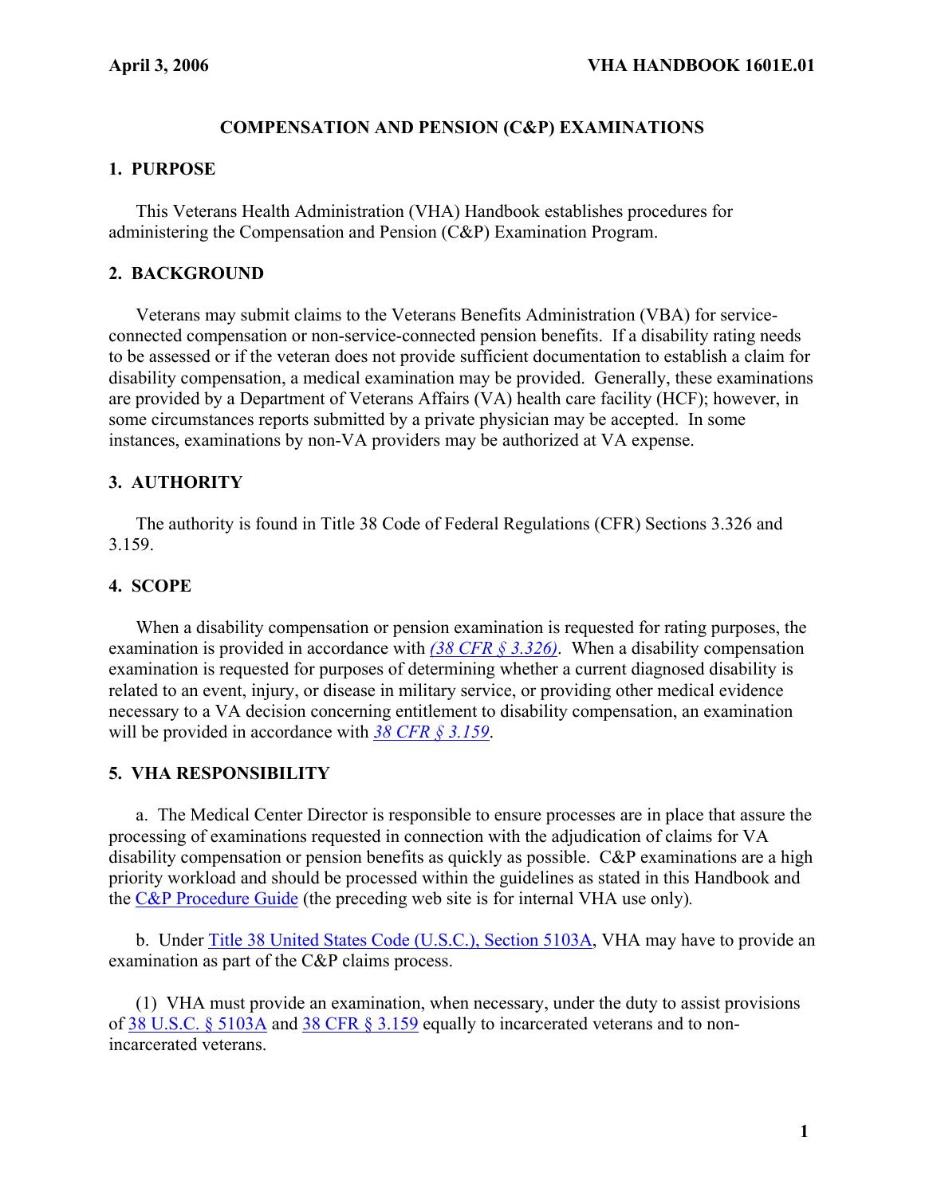## COMPENSATION AND PENSION (C&P) EXAMINATIONS

### 1. PURPOSE

This Veterans Health Administration (VHA) Handbook establishes procedures for administering the Compensation and Pension (C&P) Examination Program.

### 2. BACKGROUND

Veterans may submit claims to the Veterans Benefits Administration (VBA) for service-connected compensation or non-service-connected pension benefits. If a disability rating needs to be assessed or if the veteran does not provide sufficient documentation to establish a claim for disability compensation, a medical examination may be provided. Generally, these examinations are provided by a Department of Veterans Affairs (VA) health care facility (HCF); however, in some circumstances reports submitted by a private physician may be accepted. In some instances, examinations by non-VA providers may be authorized at VA expense.

### 3. AUTHORITY

The authority is found in Title 38 Code of Federal Regulations (CFR) Sections 3.326 and 3.159.

### 4. SCOPE

When a disability compensation or pension examination is requested for rating purposes, the examination is provided in accordance with *(38 CFR § 3.326)*. When a disability compensation examination is requested for purposes of determining whether a current diagnosed disability is related to an event, injury, or disease in military service, or providing other medical evidence necessary to a VA decision concerning entitlement to disability compensation, an examination will be provided in accordance with *38 CFR § 3.159*.

### 5. VHA RESPONSIBILITY

a. The Medical Center Director is responsible to ensure processes are in place that assure the processing of examinations requested in connection with the adjudication of claims for VA disability compensation or pension benefits as quickly as possible. C&P examinations are a high priority workload and should be processed within the guidelines as stated in this Handbook and the C&P Procedure Guide (the preceding web site is for internal VHA use only).

b. Under Title 38 United States Code (U.S.C.), Section 5103A, VHA may have to provide an examination as part of the C&P claims process.

(1) VHA must provide an examination, when necessary, under the duty to assist provisions of 38 U.S.C. § 5103A and 38 CFR § 3.159 equally to incarcerated veterans and to non-incarcerated veterans.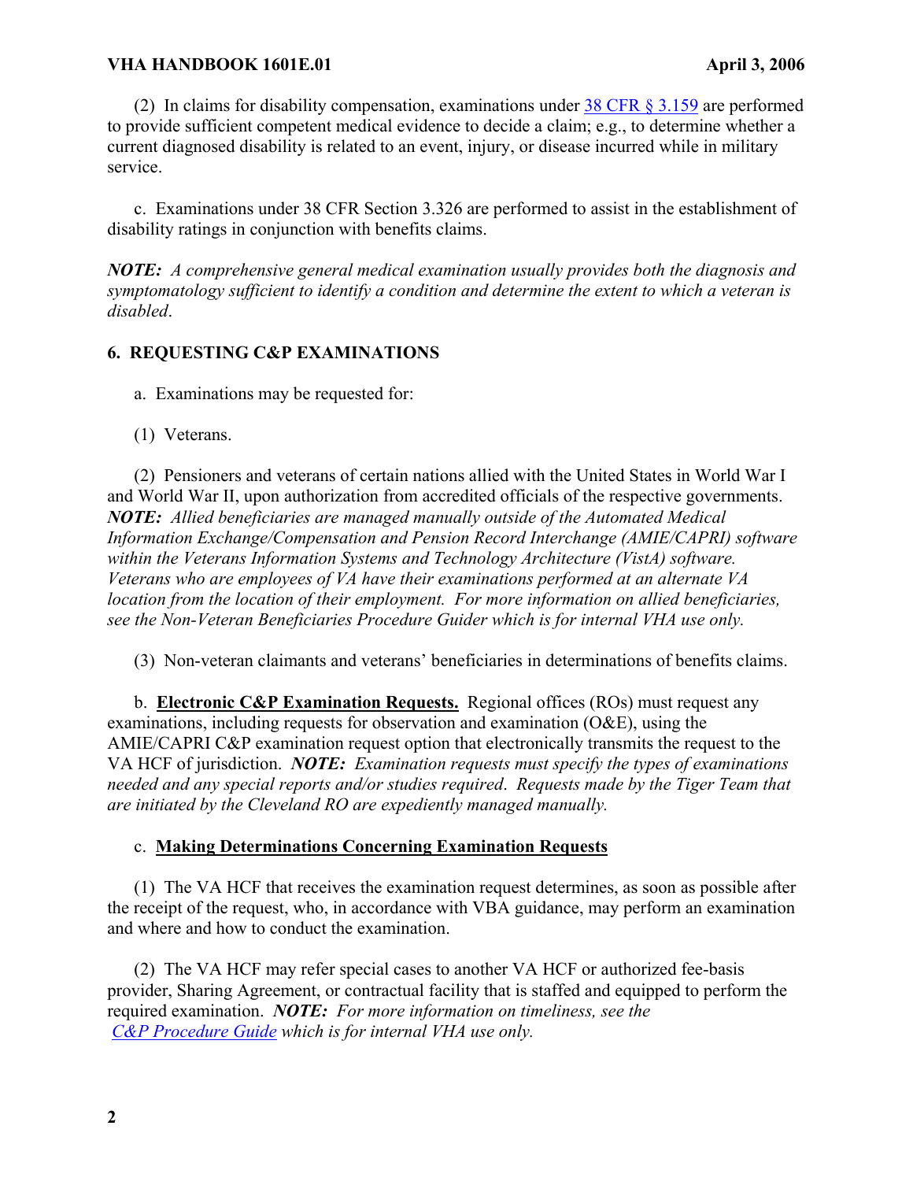(2) In claims for disability compensation, examinations under [38 CFR § 3.159](#) are performed to provide sufficient competent medical evidence to decide a claim; e.g., to determine whether a current diagnosed disability is related to an event, injury, or disease incurred while in military service.

c. Examinations under 38 CFR Section 3.326 are performed to assist in the establishment of disability ratings in conjunction with benefits claims.

***NOTE:*** *A comprehensive general medical examination usually provides both the diagnosis and symptomatology sufficient to identify a condition and determine the extent to which a veteran is disabled*.

## 6. REQUESTING C&P EXAMINATIONS

a. Examinations may be requested for:

(1) Veterans.

(2) Pensioners and veterans of certain nations allied with the United States in World War I and World War II, upon authorization from accredited officials of the respective governments. ***NOTE:*** *Allied beneficiaries are managed manually outside of the Automated Medical Information Exchange/Compensation and Pension Record Interchange (AMIE/CAPRI) software within the Veterans Information Systems and Technology Architecture (VistA) software. Veterans who are employees of VA have their examinations performed at an alternate VA location from the location of their employment. For more information on allied beneficiaries, see the Non-Veteran Beneficiaries Procedure Guider which is for internal VHA use only.*

(3) Non-veteran claimants and veterans' beneficiaries in determinations of benefits claims.

b. **<u>Electronic C&P Examination Requests.</u>** Regional offices (ROs) must request any examinations, including requests for observation and examination (O&E), using the AMIE/CAPRI C&P examination request option that electronically transmits the request to the VA HCF of jurisdiction. ***NOTE:*** *Examination requests must specify the types of examinations needed and any special reports and/or studies required. Requests made by the Tiger Team that are initiated by the Cleveland RO are expediently managed manually.*

c. **<u>Making Determinations Concerning Examination Requests</u>**

(1) The VA HCF that receives the examination request determines, as soon as possible after the receipt of the request, who, in accordance with VBA guidance, may perform an examination and where and how to conduct the examination.

(2) The VA HCF may refer special cases to another VA HCF or authorized fee-basis provider, Sharing Agreement, or contractual facility that is staffed and equipped to perform the required examination. ***NOTE:*** *For more information on timeliness, see the [C&P Procedure Guide](#) which is for internal VHA use only.*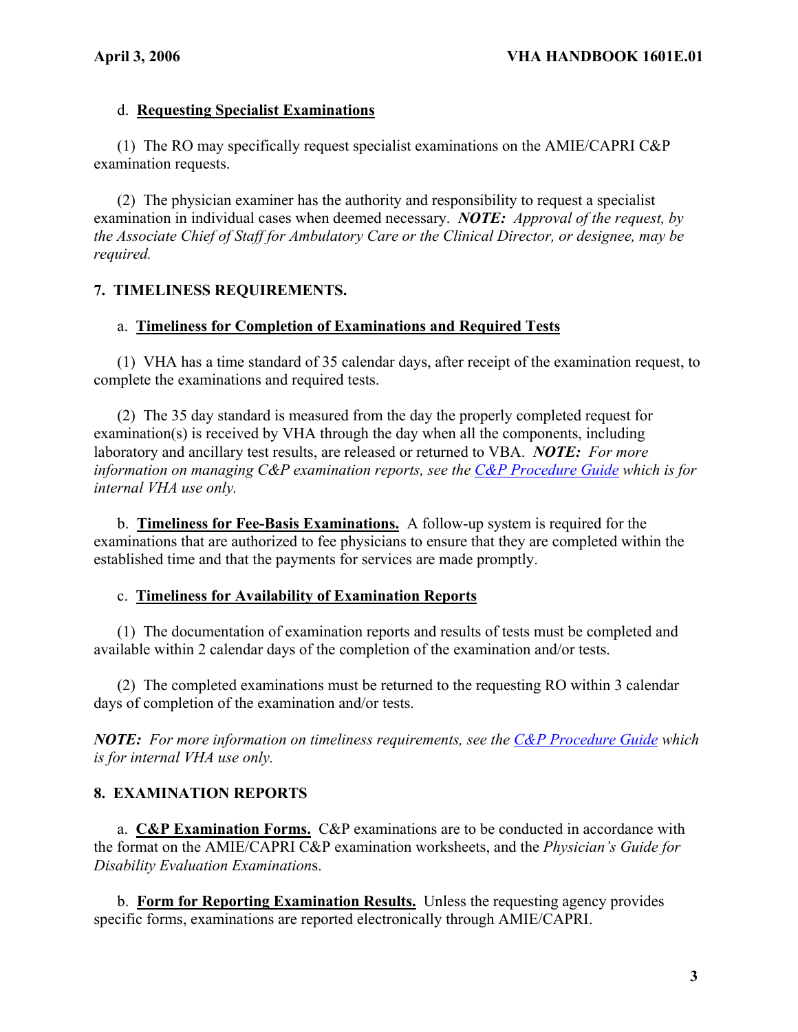d. **Requesting Specialist Examinations**

(1) The RO may specifically request specialist examinations on the AMIE/CAPRI C&P examination requests.

(2) The physician examiner has the authority and responsibility to request a specialist examination in individual cases when deemed necessary. ***NOTE:*** *Approval of the request, by the Associate Chief of Staff for Ambulatory Care or the Clinical Director, or designee, may be required.*

## 7. TIMELINESS REQUIREMENTS.

a. **Timeliness for Completion of Examinations and Required Tests**

(1) VHA has a time standard of 35 calendar days, after receipt of the examination request, to complete the examinations and required tests.

(2) The 35 day standard is measured from the day the properly completed request for examination(s) is received by VHA through the day when all the components, including laboratory and ancillary test results, are released or returned to VBA. ***NOTE:*** *For more information on managing C&P examination reports, see the C&P Procedure Guide which is for internal VHA use only.*

b. **Timeliness for Fee-Basis Examinations.** A follow-up system is required for the examinations that are authorized to fee physicians to ensure that they are completed within the established time and that the payments for services are made promptly.

c. **Timeliness for Availability of Examination Reports**

(1) The documentation of examination reports and results of tests must be completed and available within 2 calendar days of the completion of the examination and/or tests.

(2) The completed examinations must be returned to the requesting RO within 3 calendar days of completion of the examination and/or tests.

***NOTE:*** *For more information on timeliness requirements, see the C&P Procedure Guide which is for internal VHA use only.*

## 8. EXAMINATION REPORTS

a. **C&P Examination Forms.** C&P examinations are to be conducted in accordance with the format on the AMIE/CAPRI C&P examination worksheets, and the *Physician's Guide for Disability Evaluation Examinations*.

b. **Form for Reporting Examination Results.** Unless the requesting agency provides specific forms, examinations are reported electronically through AMIE/CAPRI.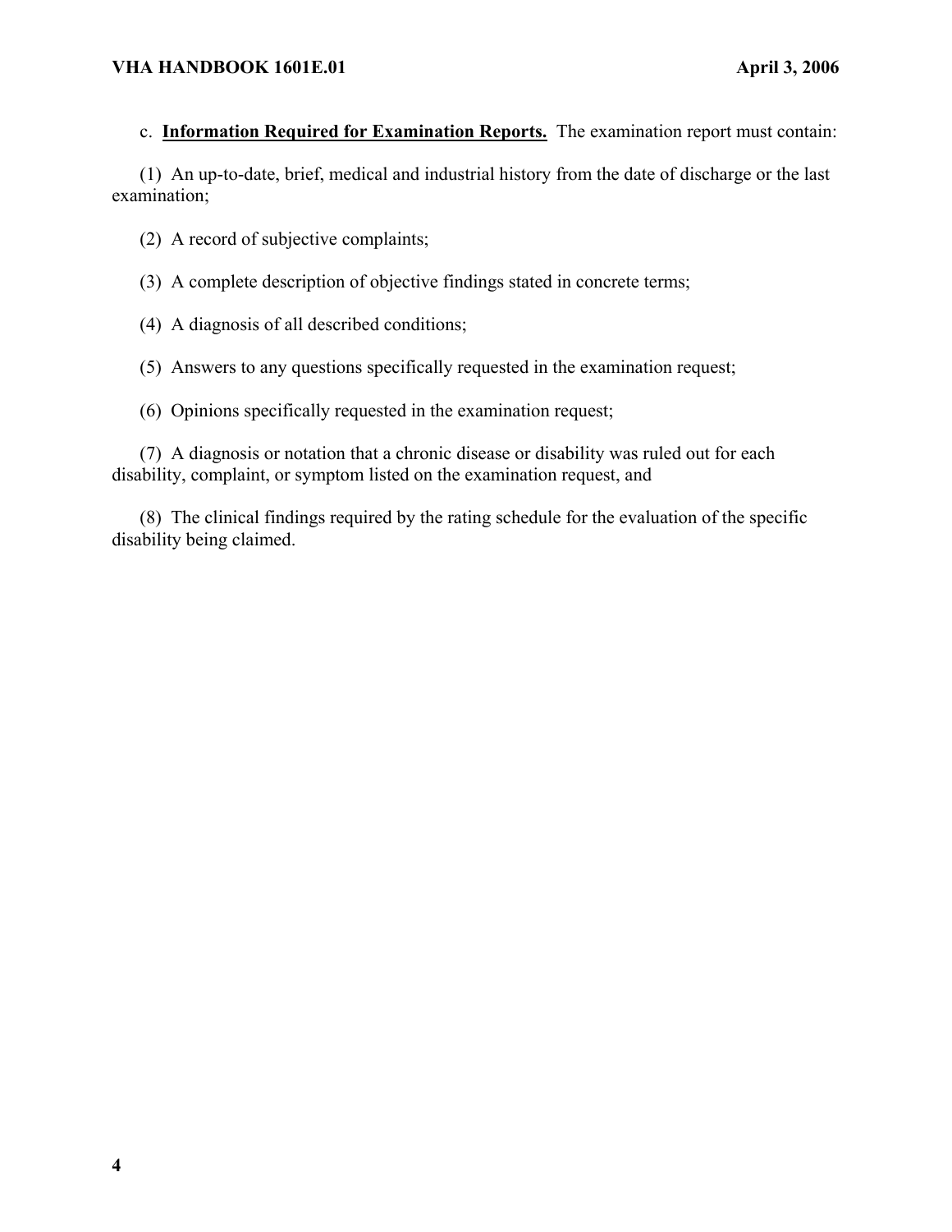c. **<u>Information Required for Examination Reports.</u>** The examination report must contain:

(1) An up-to-date, brief, medical and industrial history from the date of discharge or the last examination;

(2) A record of subjective complaints;

(3) A complete description of objective findings stated in concrete terms;

(4) A diagnosis of all described conditions;

(5) Answers to any questions specifically requested in the examination request;

(6) Opinions specifically requested in the examination request;

(7) A diagnosis or notation that a chronic disease or disability was ruled out for each disability, complaint, or symptom listed on the examination request, and

(8) The clinical findings required by the rating schedule for the evaluation of the specific disability being claimed.